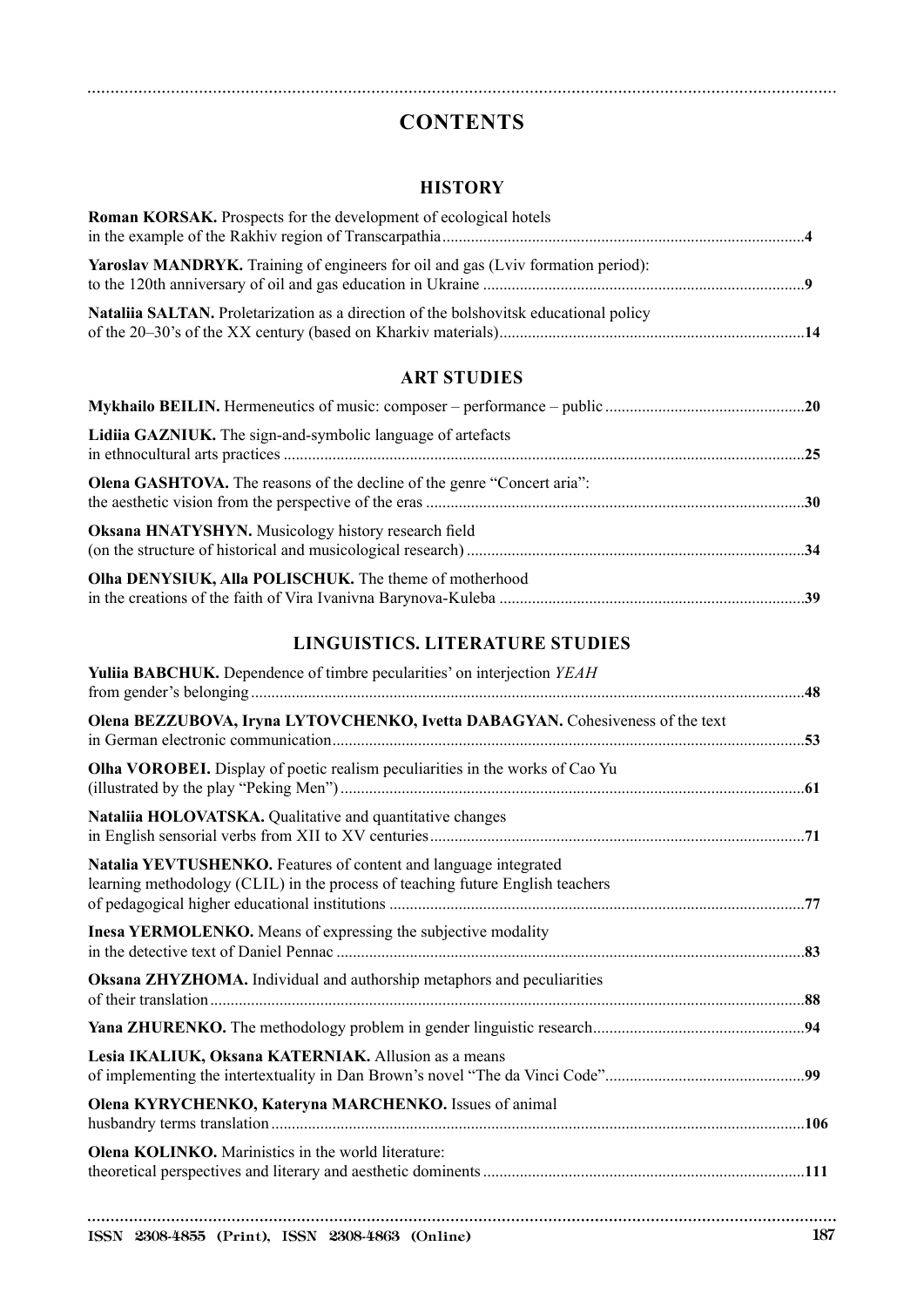# CONTENTS

## HISTORY

**Roman KORSAK.** Prospects for the development of ecological hotels in the example of the Rakhiv region of Transcarpathia........................................................................................**4**

**Yaroslav MANDRYK.** Training of engineers for oil and gas (Lviv formation period): to the 120th anniversary of oil and gas education in Ukraine ..............................................................................**9**

**Nataliia SALTAN.** Proletarization as a direction of the bolshovitsk educational policy of the 20–30's of the XX century (based on Kharkiv materials)..........................................................................**14**

## ART STUDIES

**Mykhailo BEILIN.** Hermeneutics of music: composer – performance – public ................................................**20**

**Lidiia GAZNIUK.** The sign-and-symbolic language of artefacts in ethnocultural arts practices ..............................................................................................................................**25**

**Olena GASHTOVA.** The reasons of the decline of the genre "Concert aria": the aesthetic vision from the perspective of the eras ...........................................................................................**30**

**Oksana HNATYSHYN.** Musicology history research field (on the structure of historical and musicological research) .................................................................................**34**

**Olha DENYSIUK, Alla POLISCHUK.** The theme of motherhood in the creations of the faith of Vira Ivanivna Barynova-Kuleba ..........................................................................**39**

## LINGUISTICS. LITERATURE STUDIES

**Yuliia BABCHUK.** Dependence of timbre pecularities' on interjection *YEAH* from gender's belonging......................................................................................................................................**48**

**Olena BEZZUBOVA, Iryna LYTOVCHENKO, Ivetta DABAGYAN.** Cohesiveness of the text in German electronic communication..................................................................................................................**53**

**Olha VOROBEI.** Display of poetic realism peculiarities in the works of Cao Yu (illustrated by the play "Peking Men")................................................................................................................**61**

**Nataliia HOLOVATSKA.** Qualitative and quantitative changes in English sensorial verbs from XII to XV centuries...........................................................................................**71**

**Natalia YEVTUSHENKO.** Features of content and language integrated learning methodology (CLIL) in the process of teaching future English teachers of pedagogical higher educational institutions ....................................................................................................................**77**

**Inesa YERMOLENKO.** Means of expressing the subjective modality in the detective text of Daniel Pennac ................................................................................................................**83**

**Oksana ZHYZHOMA.** Individual and authorship metaphors and peculiarities of their translation................................................................................................................................................**88**

**Yana ZHURENKO.** The methodology problem in gender linguistic research...................................................**94**

**Lesia IKALIUK, Oksana KATERNIAK.** Allusion as a means of implementing the intertextuality in Dan Brown's novel "The da Vinci Code"................................................**99**

**Olena KYRYCHENKO, Kateryna MARCHENKO.** Issues of animal husbandry terms translation................................................................................................................................**106**

**Olena KOLINKO.** Marinistics in the world literature: theoretical perspectives and literary and aesthetic dominents.............................................................................**111**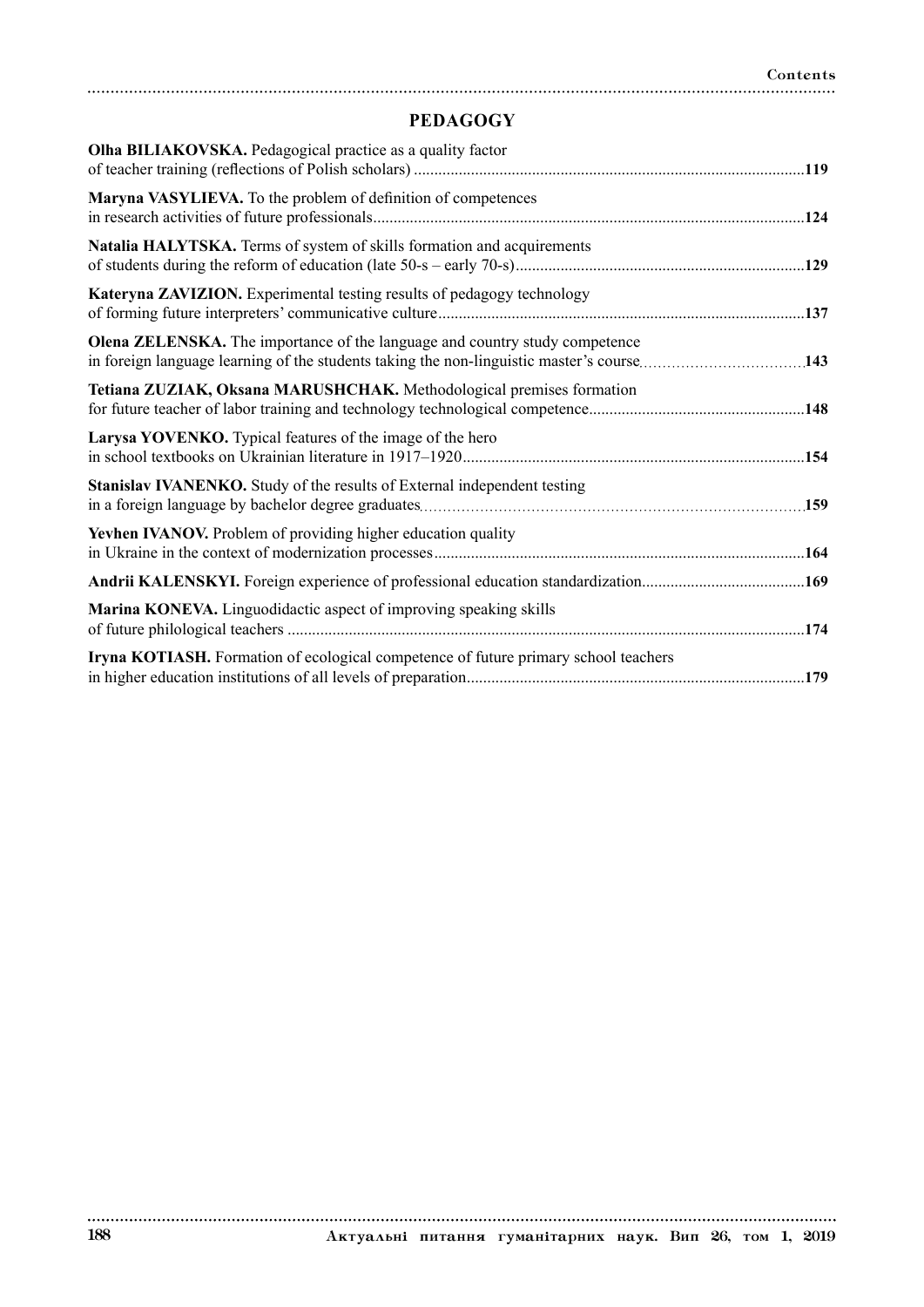## PEDAGOGY

**Olha BILIAKOVSKA.** Pedagogical practice as a quality factor of teacher training (reflections of Polish scholars) ....... **119**

**Maryna VASYLIEVA.** To the problem of definition of competences in research activities of future professionals ....... **124**

**Natalia HALYTSKA.** Terms of system of skills formation and acquirements of students during the reform of education (late 50-s – early 70-s) ....... **129**

**Kateryna ZAVIZION.** Experimental testing results of pedagogy technology of forming future interpreters' communicative culture ....... **137**

**Olena ZELENSKA.** The importance of the language and country study competence in foreign language learning of the students taking the non-linguistic master's course ....... **143**

**Tetiana ZUZIAK, Oksana MARUSHCHAK.** Methodological premises formation for future teacher of labor training and technology technological competence ....... **148**

**Larysa YOVENKO.** Typical features of the image of the hero in school textbooks on Ukrainian literature in 1917–1920 ....... **154**

**Stanislav IVANENKO.** Study of the results of External independent testing in a foreign language by bachelor degree graduates ....... **159**

**Yevhen IVANOV.** Problem of providing higher education quality in Ukraine in the context of modernization processes ....... **164**

**Andrii KALENSKYI.** Foreign experience of professional education standardization ....... **169**

**Marina KONEVA.** Linguodidactic aspect of improving speaking skills of future philological teachers ....... **174**

**Iryna KOTIASH.** Formation of ecological competence of future primary school teachers in higher education institutions of all levels of preparation ....... **179**